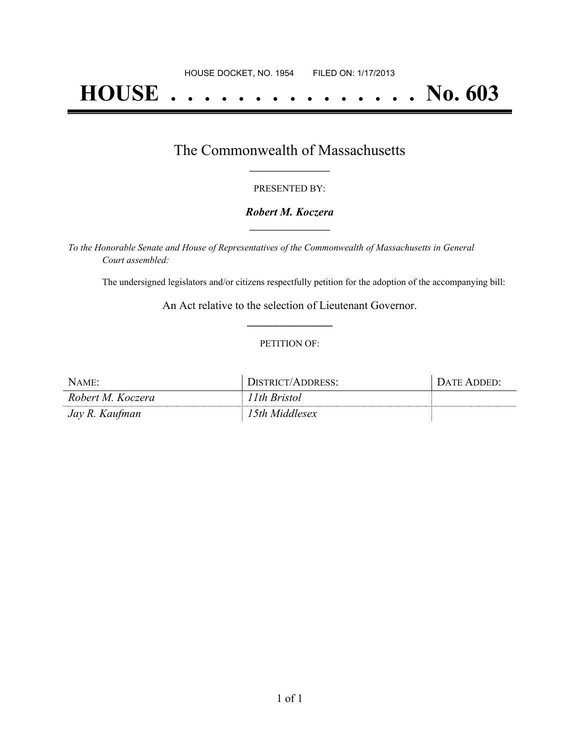HOUSE DOCKET, NO. 1954 FILED ON: 1/17/2013

# HOUSE . . . . . . . . . . . . . . . No. 603

## The Commonwealth of Massachusetts

PRESENTED BY:

***Robert M. Koczera***

*To the Honorable Senate and House of Representatives of the Commonwealth of Massachusetts in General Court assembled:*

The undersigned legislators and/or citizens respectfully petition for the adoption of the accompanying bill:

An Act relative to the selection of Lieutenant Governor.

PETITION OF:

| NAME: | DISTRICT/ADDRESS: | DATE ADDED: |
|---|---|---|
| *Robert M. Koczera* | *11th Bristol* | |
| *Jay R. Kaufman* | *15th Middlesex* | |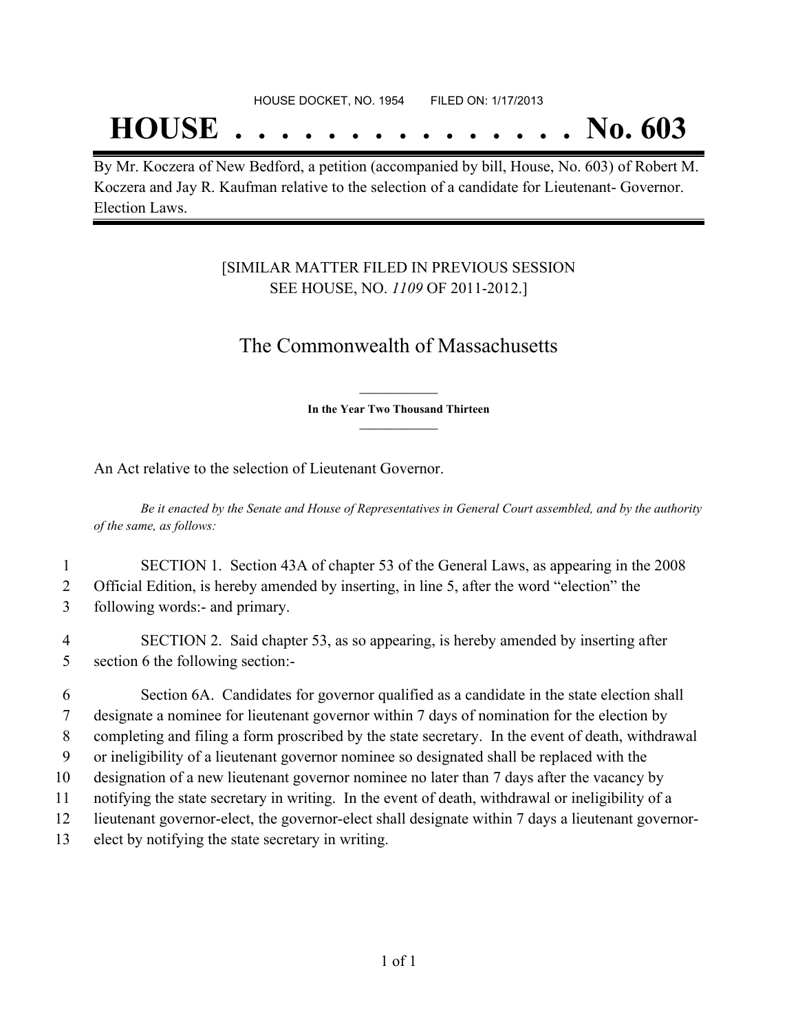HOUSE DOCKET, NO. 1954        FILED ON: 1/17/2013

# HOUSE . . . . . . . . . . . . . . . No. 603

By Mr. Koczera of New Bedford, a petition (accompanied by bill, House, No. 603) of Robert M. Koczera and Jay R. Kaufman relative to the selection of a candidate for Lieutenant- Governor. Election Laws.

[SIMILAR MATTER FILED IN PREVIOUS SESSION
SEE HOUSE, NO. *1109* OF 2011-2012.]

## The Commonwealth of Massachusetts

**In the Year Two Thousand Thirteen**

An Act relative to the selection of Lieutenant Governor.

*Be it enacted by the Senate and House of Representatives in General Court assembled, and by the authority of the same, as follows:*

1 SECTION 1. Section 43A of chapter 53 of the General Laws, as appearing in the 2008
2 Official Edition, is hereby amended by inserting, in line 5, after the word "election" the
3 following words:- and primary.

4 SECTION 2. Said chapter 53, as so appearing, is hereby amended by inserting after
5 section 6 the following section:-

6 Section 6A. Candidates for governor qualified as a candidate in the state election shall
7 designate a nominee for lieutenant governor within 7 days of nomination for the election by
8 completing and filing a form proscribed by the state secretary. In the event of death, withdrawal
9 or ineligibility of a lieutenant governor nominee so designated shall be replaced with the
10 designation of a new lieutenant governor nominee no later than 7 days after the vacancy by
11 notifying the state secretary in writing. In the event of death, withdrawal or ineligibility of a
12 lieutenant governor-elect, the governor-elect shall designate within 7 days a lieutenant governor-
13 elect by notifying the state secretary in writing.